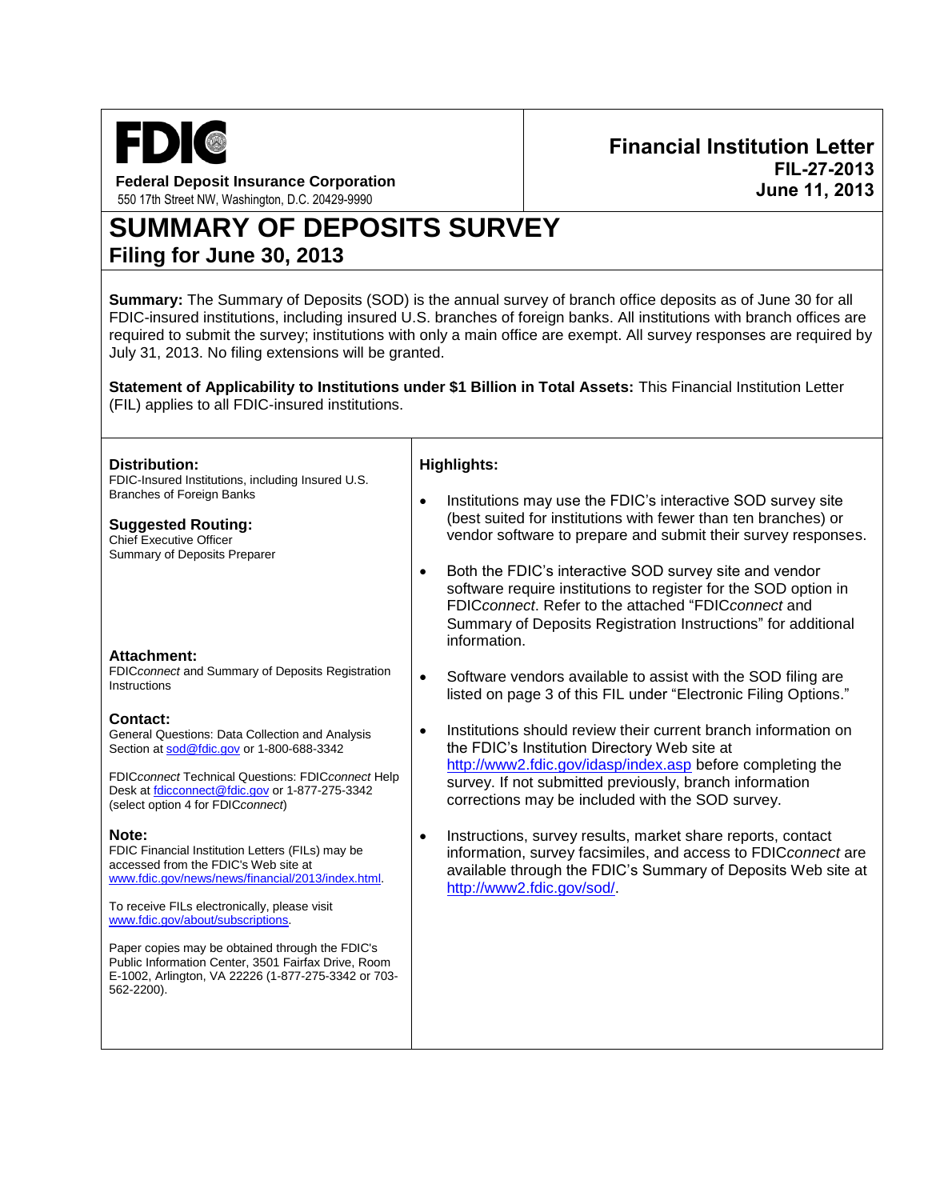**FDIC**

**Federal Deposit Insurance Corporation**
550 17th Street NW, Washington, D.C. 20429-9990

**Financial Institution Letter**
**FIL-27-2013**
**June 11, 2013**

# SUMMARY OF DEPOSITS SURVEY

## Filing for June 30, 2013

**Summary:** The Summary of Deposits (SOD) is the annual survey of branch office deposits as of June 30 for all FDIC-insured institutions, including insured U.S. branches of foreign banks. All institutions with branch offices are required to submit the survey; institutions with only a main office are exempt. All survey responses are required by July 31, 2013. No filing extensions will be granted.

**Statement of Applicability to Institutions under $1 Billion in Total Assets:** This Financial Institution Letter (FIL) applies to all FDIC-insured institutions.

**Distribution:**
FDIC-Insured Institutions, including Insured U.S. Branches of Foreign Banks

**Suggested Routing:**
Chief Executive Officer
Summary of Deposits Preparer

**Attachment:**
FDIC*connect* and Summary of Deposits Registration Instructions

**Contact:**
General Questions: Data Collection and Analysis Section at sod@fdic.gov or 1-800-688-3342

FDIC*connect* Technical Questions: FDIC*connect* Help Desk at fdicconnect@fdic.gov or 1-877-275-3342 (select option 4 for FDIC*connect*)

**Note:**
FDIC Financial Institution Letters (FILs) may be accessed from the FDIC's Web site at www.fdic.gov/news/news/financial/2013/index.html.

To receive FILs electronically, please visit www.fdic.gov/about/subscriptions.

Paper copies may be obtained through the FDIC's Public Information Center, 3501 Fairfax Drive, Room E-1002, Arlington, VA 22226 (1-877-275-3342 or 703-562-2200).

**Highlights:**

- Institutions may use the FDIC's interactive SOD survey site (best suited for institutions with fewer than ten branches) or vendor software to prepare and submit their survey responses.
- Both the FDIC's interactive SOD survey site and vendor software require institutions to register for the SOD option in FDIC*connect*. Refer to the attached "FDIC*connect* and Summary of Deposits Registration Instructions" for additional information.
- Software vendors available to assist with the SOD filing are listed on page 3 of this FIL under "Electronic Filing Options."
- Institutions should review their current branch information on the FDIC's Institution Directory Web site at http://www2.fdic.gov/idasp/index.asp before completing the survey. If not submitted previously, branch information corrections may be included with the SOD survey.
- Instructions, survey results, market share reports, contact information, survey facsimiles, and access to FDIC*connect* are available through the FDIC's Summary of Deposits Web site at http://www2.fdic.gov/sod/.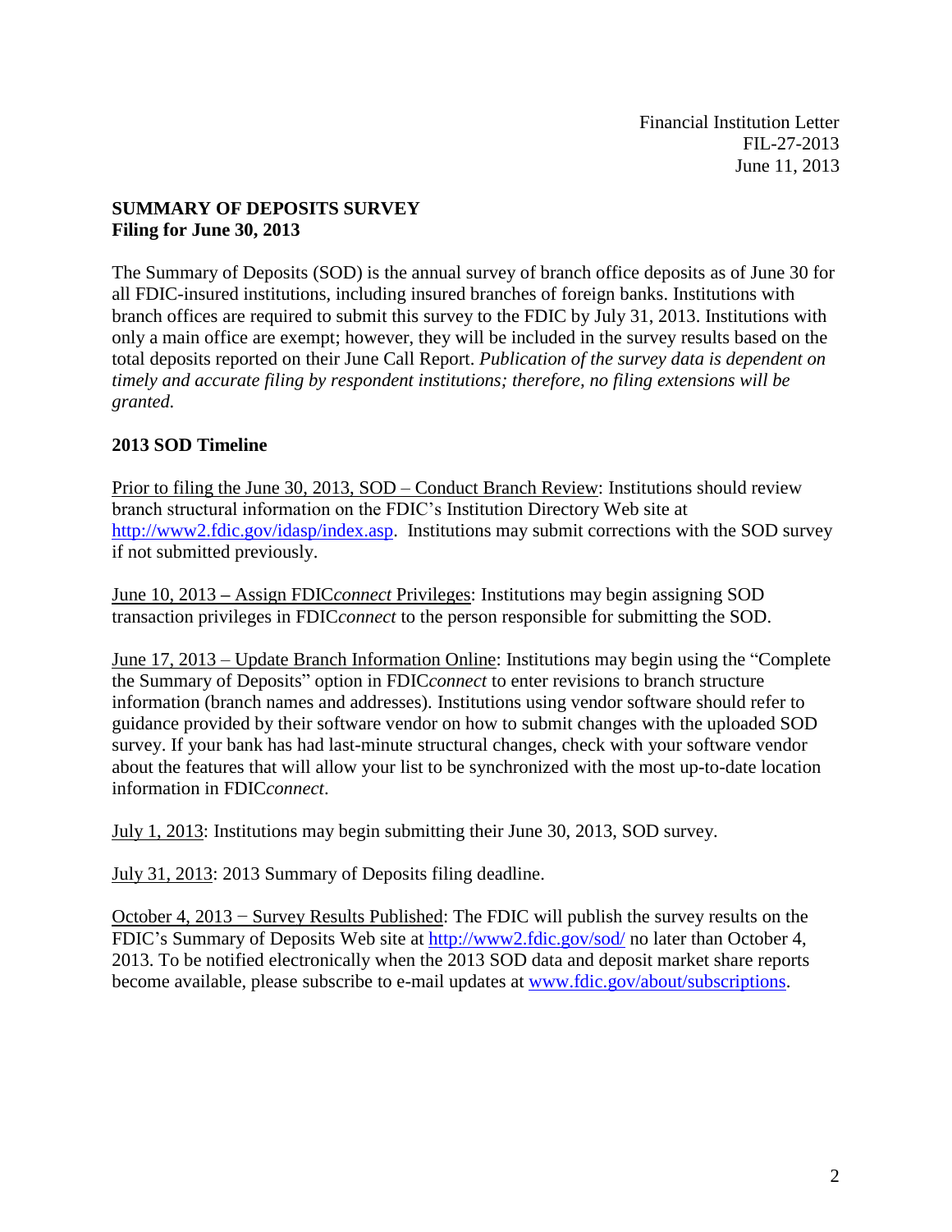Financial Institution Letter
FIL-27-2013
June 11, 2013

**SUMMARY OF DEPOSITS SURVEY**
**Filing for June 30, 2013**

The Summary of Deposits (SOD) is the annual survey of branch office deposits as of June 30 for all FDIC-insured institutions, including insured branches of foreign banks. Institutions with branch offices are required to submit this survey to the FDIC by July 31, 2013. Institutions with only a main office are exempt; however, they will be included in the survey results based on the total deposits reported on their June Call Report. *Publication of the survey data is dependent on timely and accurate filing by respondent institutions; therefore, no filing extensions will be granted.*

**2013 SOD Timeline**

Prior to filing the June 30, 2013, SOD – Conduct Branch Review: Institutions should review branch structural information on the FDIC's Institution Directory Web site at http://www2.fdic.gov/idasp/index.asp. Institutions may submit corrections with the SOD survey if not submitted previously.

June 10, 2013 – Assign FDIC*connect* Privileges: Institutions may begin assigning SOD transaction privileges in FDIC*connect* to the person responsible for submitting the SOD.

June 17, 2013 – Update Branch Information Online: Institutions may begin using the "Complete the Summary of Deposits" option in FDIC*connect* to enter revisions to branch structure information (branch names and addresses). Institutions using vendor software should refer to guidance provided by their software vendor on how to submit changes with the uploaded SOD survey. If your bank has had last-minute structural changes, check with your software vendor about the features that will allow your list to be synchronized with the most up-to-date location information in FDIC*connect*.

July 1, 2013: Institutions may begin submitting their June 30, 2013, SOD survey.

July 31, 2013: 2013 Summary of Deposits filing deadline.

October 4, 2013 − Survey Results Published: The FDIC will publish the survey results on the FDIC's Summary of Deposits Web site at http://www2.fdic.gov/sod/ no later than October 4, 2013. To be notified electronically when the 2013 SOD data and deposit market share reports become available, please subscribe to e-mail updates at www.fdic.gov/about/subscriptions.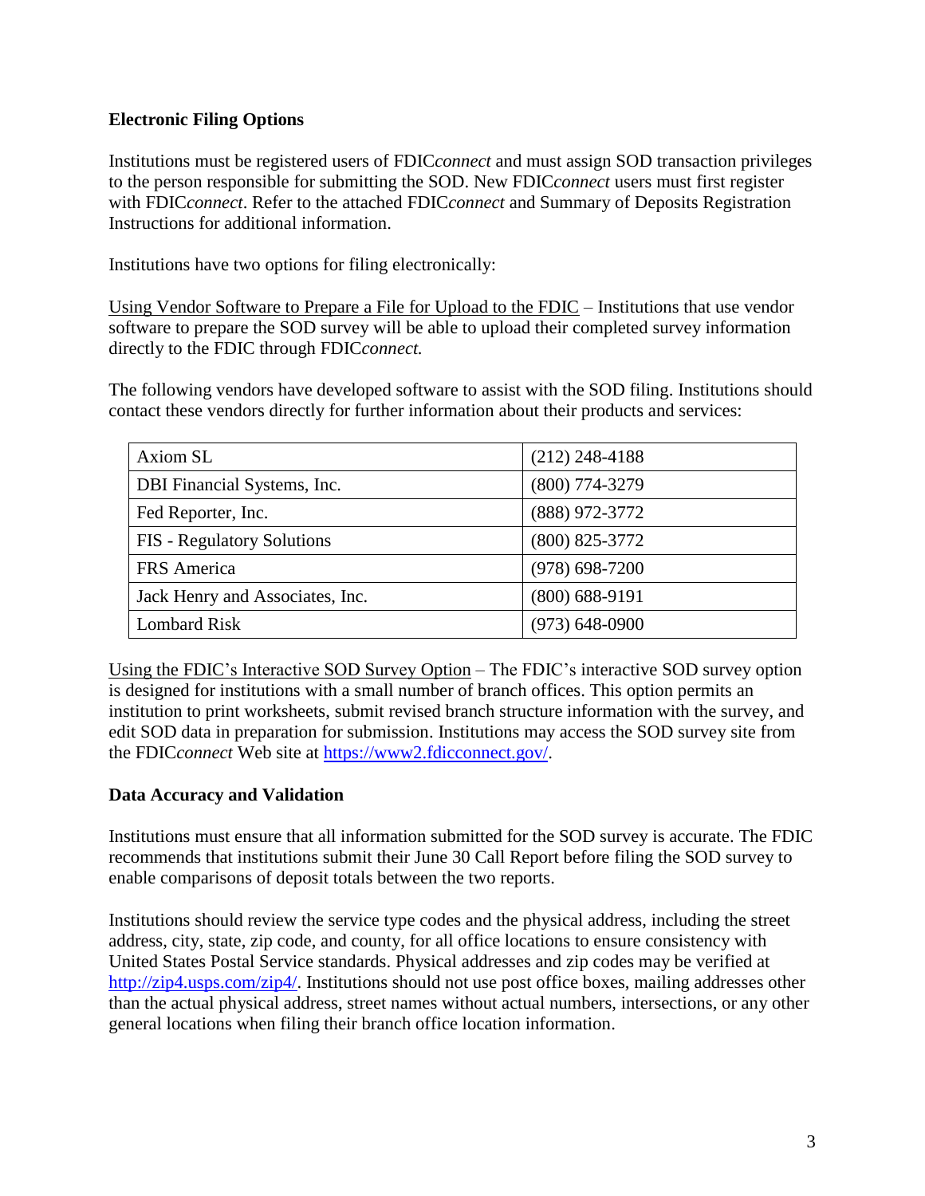**Electronic Filing Options**

Institutions must be registered users of FDIC*connect* and must assign SOD transaction privileges to the person responsible for submitting the SOD. New FDIC*connect* users must first register with FDIC*connect*. Refer to the attached FDIC*connect* and Summary of Deposits Registration Instructions for additional information.

Institutions have two options for filing electronically:

Using Vendor Software to Prepare a File for Upload to the FDIC – Institutions that use vendor software to prepare the SOD survey will be able to upload their completed survey information directly to the FDIC through FDIC*connect.*

The following vendors have developed software to assist with the SOD filing. Institutions should contact these vendors directly for further information about their products and services:

| Vendor | Phone |
|---|---|
| Axiom SL | (212) 248-4188 |
| DBI Financial Systems, Inc. | (800) 774-3279 |
| Fed Reporter, Inc. | (888) 972-3772 |
| FIS - Regulatory Solutions | (800) 825-3772 |
| FRS America | (978) 698-7200 |
| Jack Henry and Associates, Inc. | (800) 688-9191 |
| Lombard Risk | (973) 648-0900 |

Using the FDIC's Interactive SOD Survey Option – The FDIC's interactive SOD survey option is designed for institutions with a small number of branch offices. This option permits an institution to print worksheets, submit revised branch structure information with the survey, and edit SOD data in preparation for submission. Institutions may access the SOD survey site from the FDIC*connect* Web site at https://www2.fdicconnect.gov/.

**Data Accuracy and Validation**

Institutions must ensure that all information submitted for the SOD survey is accurate. The FDIC recommends that institutions submit their June 30 Call Report before filing the SOD survey to enable comparisons of deposit totals between the two reports.

Institutions should review the service type codes and the physical address, including the street address, city, state, zip code, and county, for all office locations to ensure consistency with United States Postal Service standards. Physical addresses and zip codes may be verified at http://zip4.usps.com/zip4/. Institutions should not use post office boxes, mailing addresses other than the actual physical address, street names without actual numbers, intersections, or any other general locations when filing their branch office location information.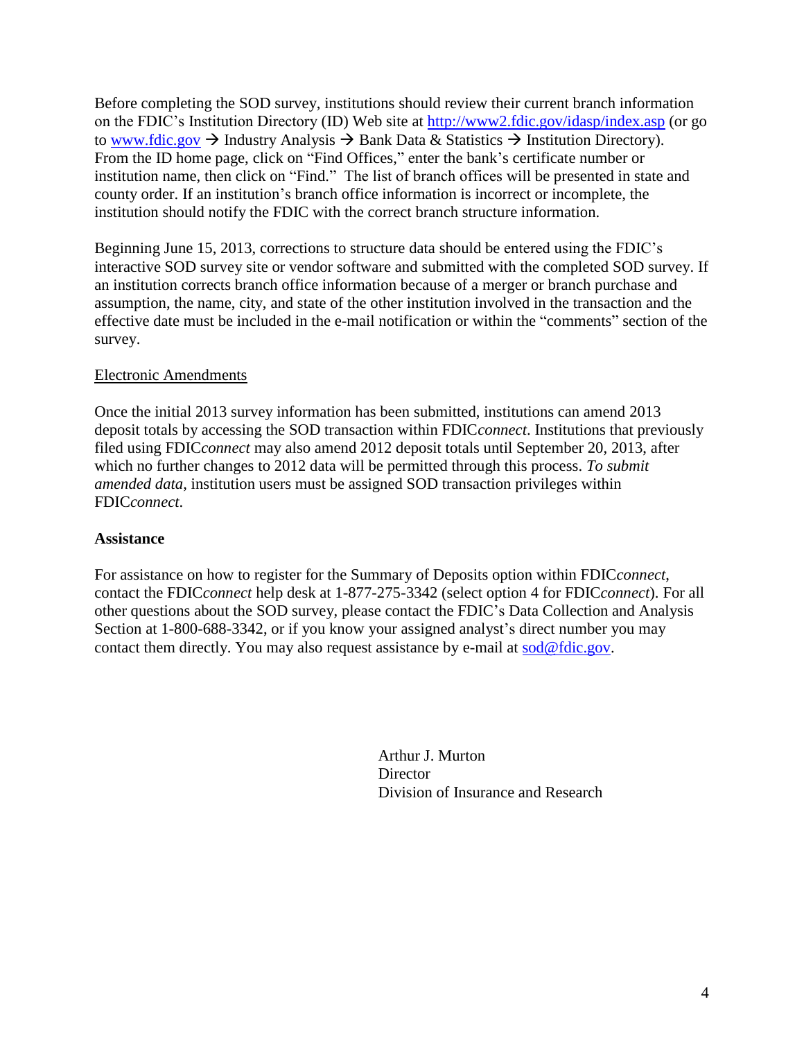Before completing the SOD survey, institutions should review their current branch information on the FDIC's Institution Directory (ID) Web site at http://www2.fdic.gov/idasp/index.asp (or go to www.fdic.gov → Industry Analysis → Bank Data & Statistics → Institution Directory). From the ID home page, click on "Find Offices," enter the bank's certificate number or institution name, then click on "Find." The list of branch offices will be presented in state and county order. If an institution's branch office information is incorrect or incomplete, the institution should notify the FDIC with the correct branch structure information.

Beginning June 15, 2013, corrections to structure data should be entered using the FDIC's interactive SOD survey site or vendor software and submitted with the completed SOD survey. If an institution corrects branch office information because of a merger or branch purchase and assumption, the name, city, and state of the other institution involved in the transaction and the effective date must be included in the e-mail notification or within the "comments" section of the survey.

Electronic Amendments

Once the initial 2013 survey information has been submitted, institutions can amend 2013 deposit totals by accessing the SOD transaction within FDIC*connect*. Institutions that previously filed using FDIC*connect* may also amend 2012 deposit totals until September 20, 2013, after which no further changes to 2012 data will be permitted through this process. *To submit amended data*, institution users must be assigned SOD transaction privileges within FDIC*connect*.

**Assistance**

For assistance on how to register for the Summary of Deposits option within FDIC*connect*, contact the FDIC*connect* help desk at 1-877-275-3342 (select option 4 for FDIC*connect*). For all other questions about the SOD survey, please contact the FDIC's Data Collection and Analysis Section at 1-800-688-3342, or if you know your assigned analyst's direct number you may contact them directly. You may also request assistance by e-mail at sod@fdic.gov.

Arthur J. Murton
Director
Division of Insurance and Research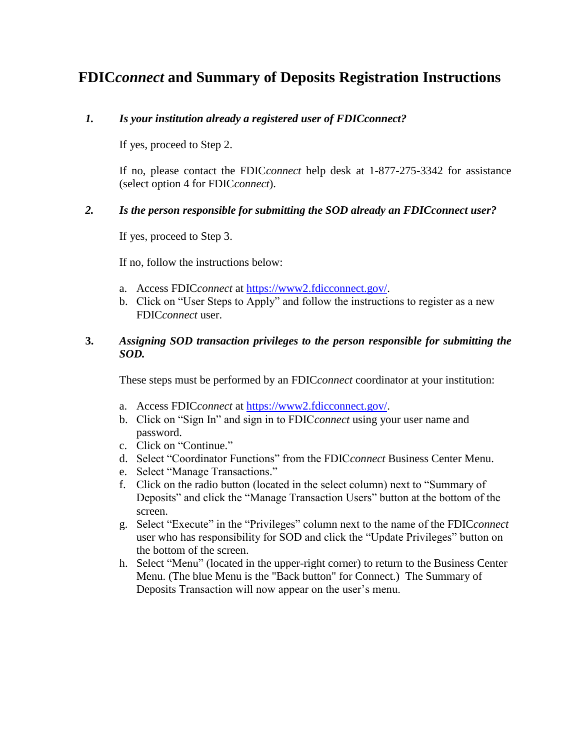# FDIC*connect* and Summary of Deposits Registration Instructions

1. ***Is your institution already a registered user of FDICconnect?***

   If yes, proceed to Step 2.

   If no, please contact the FDIC*connect* help desk at 1-877-275-3342 for assistance (select option 4 for FDIC*connect*).

2. ***Is the person responsible for submitting the SOD already an FDICconnect user?***

   If yes, proceed to Step 3.

   If no, follow the instructions below:

   a. Access FDIC*connect* at https://www2.fdicconnect.gov/.
   b. Click on "User Steps to Apply" and follow the instructions to register as a new FDIC*connect* user.

3. ***Assigning SOD transaction privileges to the person responsible for submitting the SOD.***

   These steps must be performed by an FDIC*connect* coordinator at your institution:

   a. Access FDIC*connect* at https://www2.fdicconnect.gov/.
   b. Click on "Sign In" and sign in to FDIC*connect* using your user name and password.
   c. Click on "Continue."
   d. Select "Coordinator Functions" from the FDIC*connect* Business Center Menu.
   e. Select "Manage Transactions."
   f. Click on the radio button (located in the select column) next to "Summary of Deposits" and click the "Manage Transaction Users" button at the bottom of the screen.
   g. Select "Execute" in the "Privileges" column next to the name of the FDIC*connect* user who has responsibility for SOD and click the "Update Privileges" button on the bottom of the screen.
   h. Select "Menu" (located in the upper-right corner) to return to the Business Center Menu. (The blue Menu is the "Back button" for Connect.) The Summary of Deposits Transaction will now appear on the user's menu.